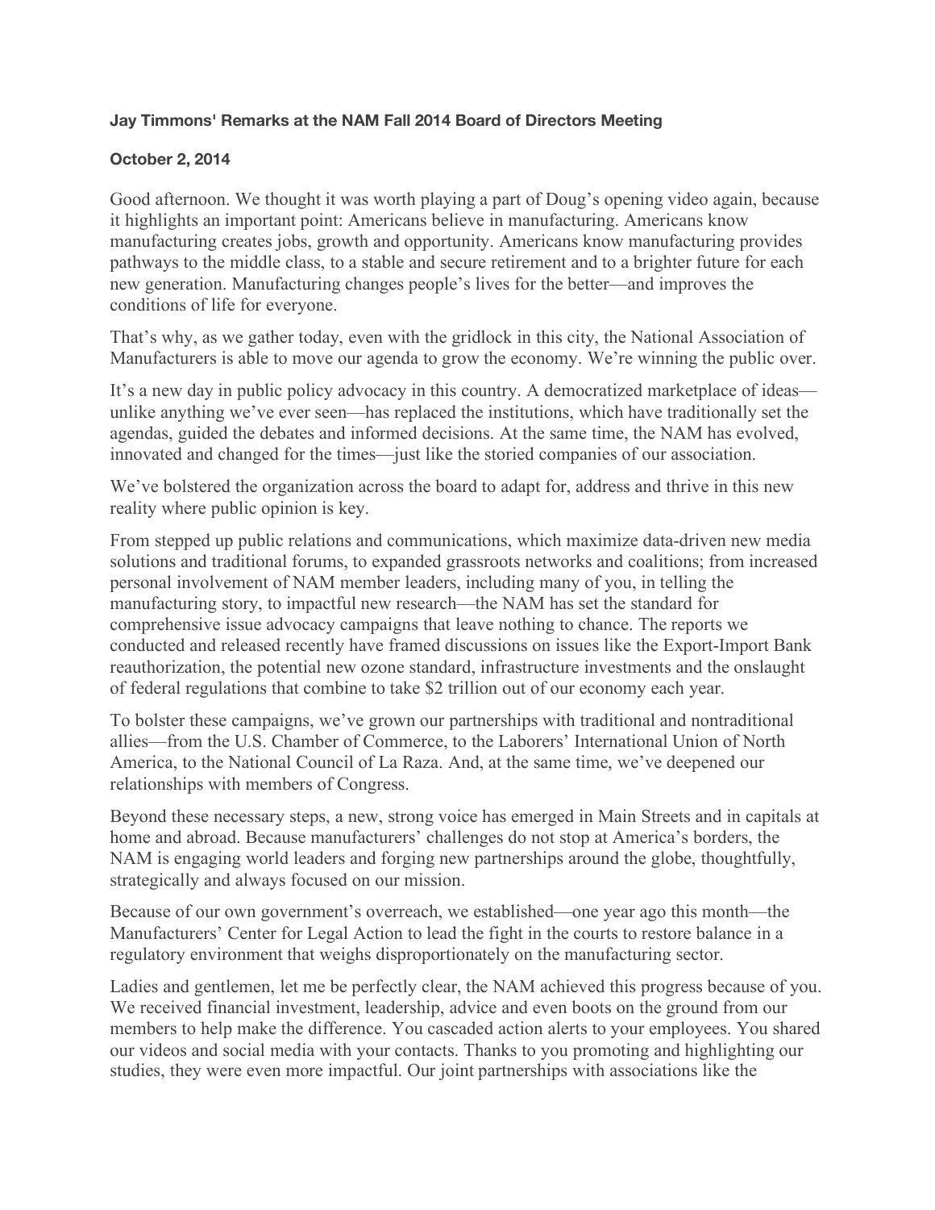**Jay Timmons' Remarks at the NAM Fall 2014 Board of Directors Meeting**

**October 2, 2014**

Good afternoon. We thought it was worth playing a part of Doug's opening video again, because it highlights an important point: Americans believe in manufacturing. Americans know manufacturing creates jobs, growth and opportunity. Americans know manufacturing provides pathways to the middle class, to a stable and secure retirement and to a brighter future for each new generation. Manufacturing changes people's lives for the better—and improves the conditions of life for everyone.

That's why, as we gather today, even with the gridlock in this city, the National Association of Manufacturers is able to move our agenda to grow the economy. We're winning the public over.

It's a new day in public policy advocacy in this country. A democratized marketplace of ideas—unlike anything we've ever seen—has replaced the institutions, which have traditionally set the agendas, guided the debates and informed decisions. At the same time, the NAM has evolved, innovated and changed for the times—just like the storied companies of our association.

We've bolstered the organization across the board to adapt for, address and thrive in this new reality where public opinion is key.

From stepped up public relations and communications, which maximize data-driven new media solutions and traditional forums, to expanded grassroots networks and coalitions; from increased personal involvement of NAM member leaders, including many of you, in telling the manufacturing story, to impactful new research—the NAM has set the standard for comprehensive issue advocacy campaigns that leave nothing to chance. The reports we conducted and released recently have framed discussions on issues like the Export-Import Bank reauthorization, the potential new ozone standard, infrastructure investments and the onslaught of federal regulations that combine to take $2 trillion out of our economy each year.

To bolster these campaigns, we've grown our partnerships with traditional and nontraditional allies—from the U.S. Chamber of Commerce, to the Laborers' International Union of North America, to the National Council of La Raza. And, at the same time, we've deepened our relationships with members of Congress.

Beyond these necessary steps, a new, strong voice has emerged in Main Streets and in capitals at home and abroad. Because manufacturers' challenges do not stop at America's borders, the NAM is engaging world leaders and forging new partnerships around the globe, thoughtfully, strategically and always focused on our mission.

Because of our own government's overreach, we established—one year ago this month—the Manufacturers' Center for Legal Action to lead the fight in the courts to restore balance in a regulatory environment that weighs disproportionately on the manufacturing sector.

Ladies and gentlemen, let me be perfectly clear, the NAM achieved this progress because of you. We received financial investment, leadership, advice and even boots on the ground from our members to help make the difference. You cascaded action alerts to your employees. You shared our videos and social media with your contacts. Thanks to you promoting and highlighting our studies, they were even more impactful. Our joint partnerships with associations like the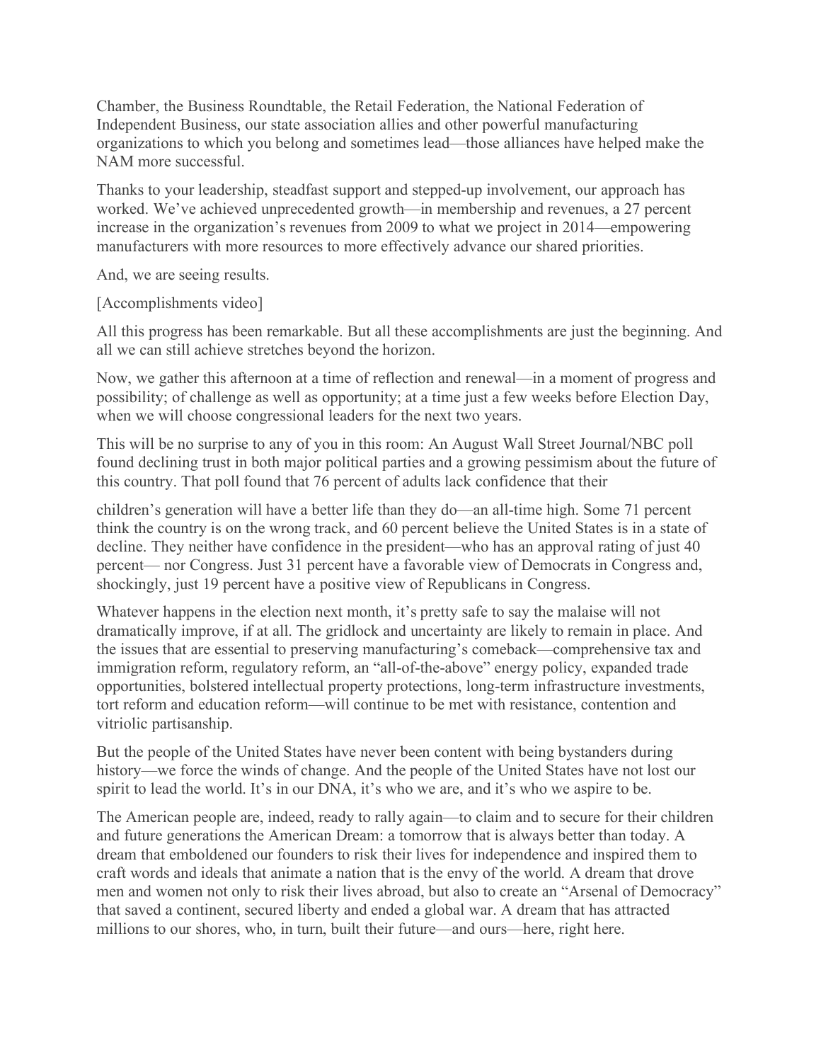Chamber, the Business Roundtable, the Retail Federation, the National Federation of Independent Business, our state association allies and other powerful manufacturing organizations to which you belong and sometimes lead—those alliances have helped make the NAM more successful.

Thanks to your leadership, steadfast support and stepped-up involvement, our approach has worked. We've achieved unprecedented growth—in membership and revenues, a 27 percent increase in the organization's revenues from 2009 to what we project in 2014—empowering manufacturers with more resources to more effectively advance our shared priorities.

And, we are seeing results.

[Accomplishments video]

All this progress has been remarkable. But all these accomplishments are just the beginning. And all we can still achieve stretches beyond the horizon.

Now, we gather this afternoon at a time of reflection and renewal—in a moment of progress and possibility; of challenge as well as opportunity; at a time just a few weeks before Election Day, when we will choose congressional leaders for the next two years.

This will be no surprise to any of you in this room: An August Wall Street Journal/NBC poll found declining trust in both major political parties and a growing pessimism about the future of this country. That poll found that 76 percent of adults lack confidence that their children's generation will have a better life than they do—an all-time high. Some 71 percent think the country is on the wrong track, and 60 percent believe the United States is in a state of decline. They neither have confidence in the president—who has an approval rating of just 40 percent— nor Congress. Just 31 percent have a favorable view of Democrats in Congress and, shockingly, just 19 percent have a positive view of Republicans in Congress.

Whatever happens in the election next month, it's pretty safe to say the malaise will not dramatically improve, if at all. The gridlock and uncertainty are likely to remain in place. And the issues that are essential to preserving manufacturing's comeback—comprehensive tax and immigration reform, regulatory reform, an "all-of-the-above" energy policy, expanded trade opportunities, bolstered intellectual property protections, long-term infrastructure investments, tort reform and education reform—will continue to be met with resistance, contention and vitriolic partisanship.

But the people of the United States have never been content with being bystanders during history—we force the winds of change. And the people of the United States have not lost our spirit to lead the world. It's in our DNA, it's who we are, and it's who we aspire to be.

The American people are, indeed, ready to rally again—to claim and to secure for their children and future generations the American Dream: a tomorrow that is always better than today. A dream that emboldened our founders to risk their lives for independence and inspired them to craft words and ideals that animate a nation that is the envy of the world. A dream that drove men and women not only to risk their lives abroad, but also to create an "Arsenal of Democracy" that saved a continent, secured liberty and ended a global war. A dream that has attracted millions to our shores, who, in turn, built their future—and ours—here, right here.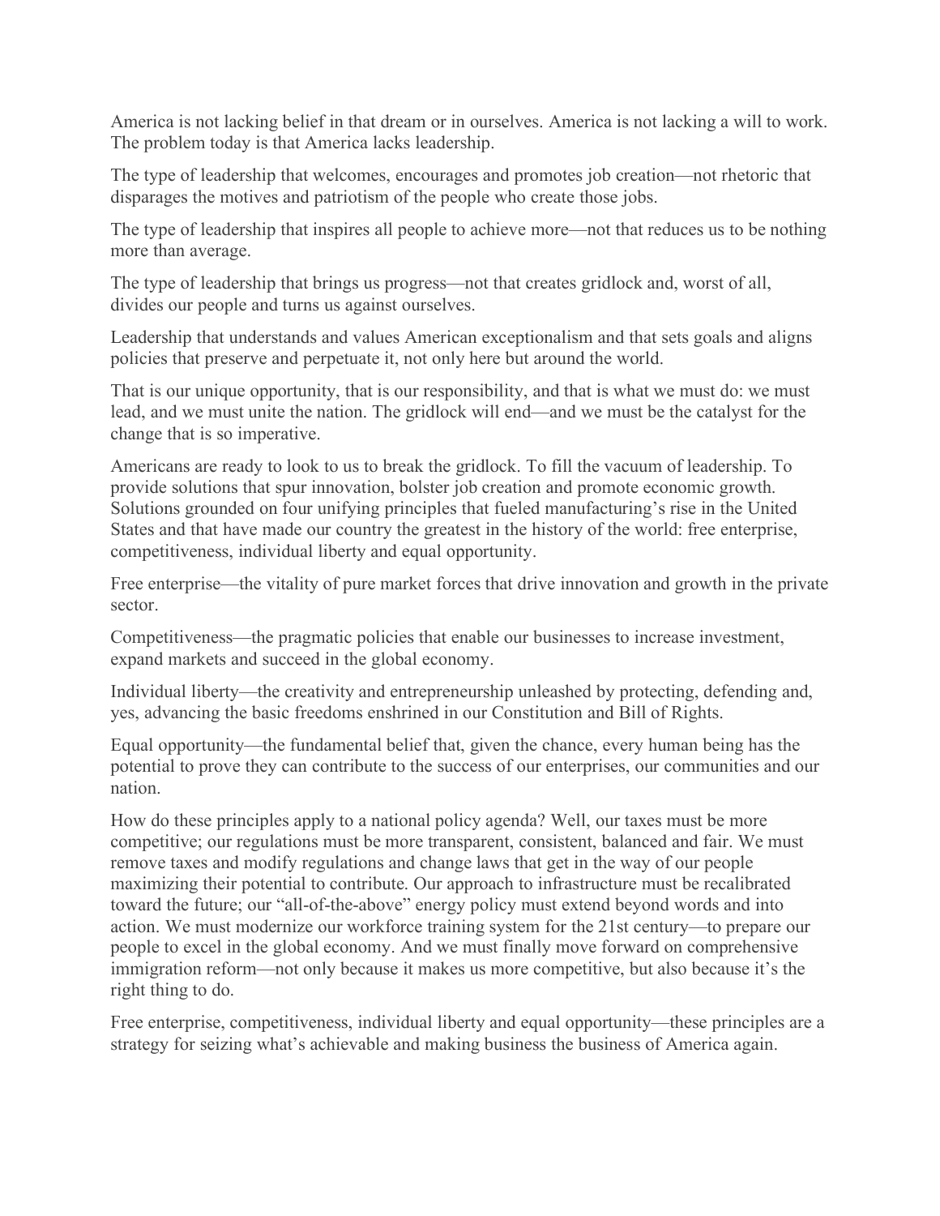America is not lacking belief in that dream or in ourselves. America is not lacking a will to work. The problem today is that America lacks leadership.

The type of leadership that welcomes, encourages and promotes job creation—not rhetoric that disparages the motives and patriotism of the people who create those jobs.

The type of leadership that inspires all people to achieve more—not that reduces us to be nothing more than average.

The type of leadership that brings us progress—not that creates gridlock and, worst of all, divides our people and turns us against ourselves.

Leadership that understands and values American exceptionalism and that sets goals and aligns policies that preserve and perpetuate it, not only here but around the world.

That is our unique opportunity, that is our responsibility, and that is what we must do: we must lead, and we must unite the nation. The gridlock will end—and we must be the catalyst for the change that is so imperative.

Americans are ready to look to us to break the gridlock. To fill the vacuum of leadership. To provide solutions that spur innovation, bolster job creation and promote economic growth. Solutions grounded on four unifying principles that fueled manufacturing's rise in the United States and that have made our country the greatest in the history of the world: free enterprise, competitiveness, individual liberty and equal opportunity.

Free enterprise—the vitality of pure market forces that drive innovation and growth in the private sector.

Competitiveness—the pragmatic policies that enable our businesses to increase investment, expand markets and succeed in the global economy.

Individual liberty—the creativity and entrepreneurship unleashed by protecting, defending and, yes, advancing the basic freedoms enshrined in our Constitution and Bill of Rights.

Equal opportunity—the fundamental belief that, given the chance, every human being has the potential to prove they can contribute to the success of our enterprises, our communities and our nation.

How do these principles apply to a national policy agenda? Well, our taxes must be more competitive; our regulations must be more transparent, consistent, balanced and fair. We must remove taxes and modify regulations and change laws that get in the way of our people maximizing their potential to contribute. Our approach to infrastructure must be recalibrated toward the future; our "all-of-the-above" energy policy must extend beyond words and into action. We must modernize our workforce training system for the 21st century—to prepare our people to excel in the global economy. And we must finally move forward on comprehensive immigration reform—not only because it makes us more competitive, but also because it's the right thing to do.

Free enterprise, competitiveness, individual liberty and equal opportunity—these principles are a strategy for seizing what's achievable and making business the business of America again.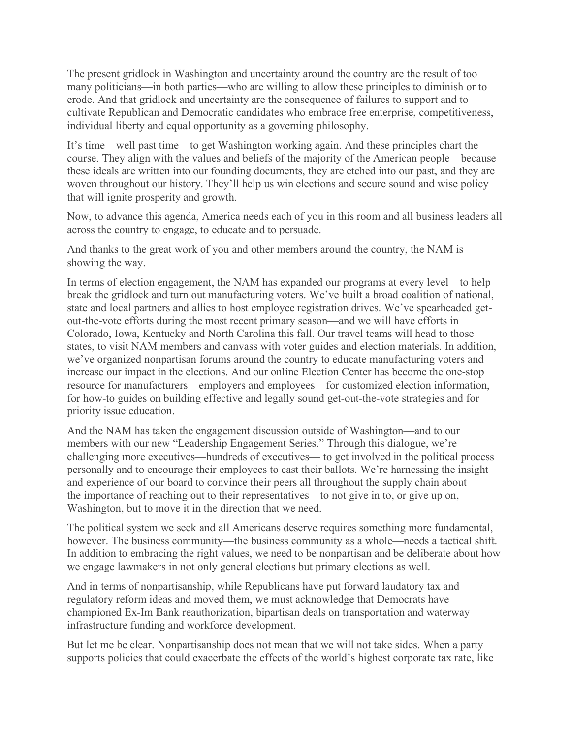The present gridlock in Washington and uncertainty around the country are the result of too many politicians—in both parties—who are willing to allow these principles to diminish or to erode. And that gridlock and uncertainty are the consequence of failures to support and to cultivate Republican and Democratic candidates who embrace free enterprise, competitiveness, individual liberty and equal opportunity as a governing philosophy.

It's time—well past time—to get Washington working again. And these principles chart the course. They align with the values and beliefs of the majority of the American people—because these ideals are written into our founding documents, they are etched into our past, and they are woven throughout our history. They'll help us win elections and secure sound and wise policy that will ignite prosperity and growth.

Now, to advance this agenda, America needs each of you in this room and all business leaders all across the country to engage, to educate and to persuade.

And thanks to the great work of you and other members around the country, the NAM is showing the way.

In terms of election engagement, the NAM has expanded our programs at every level—to help break the gridlock and turn out manufacturing voters. We've built a broad coalition of national, state and local partners and allies to host employee registration drives. We've spearheaded get-out-the-vote efforts during the most recent primary season—and we will have efforts in Colorado, Iowa, Kentucky and North Carolina this fall. Our travel teams will head to those states, to visit NAM members and canvass with voter guides and election materials. In addition, we've organized nonpartisan forums around the country to educate manufacturing voters and increase our impact in the elections. And our online Election Center has become the one-stop resource for manufacturers—employers and employees—for customized election information, for how-to guides on building effective and legally sound get-out-the-vote strategies and for priority issue education.

And the NAM has taken the engagement discussion outside of Washington—and to our members with our new "Leadership Engagement Series." Through this dialogue, we're challenging more executives—hundreds of executives— to get involved in the political process personally and to encourage their employees to cast their ballots. We're harnessing the insight and experience of our board to convince their peers all throughout the supply chain about the importance of reaching out to their representatives—to not give in to, or give up on, Washington, but to move it in the direction that we need.

The political system we seek and all Americans deserve requires something more fundamental, however. The business community—the business community as a whole—needs a tactical shift. In addition to embracing the right values, we need to be nonpartisan and be deliberate about how we engage lawmakers in not only general elections but primary elections as well.

And in terms of nonpartisanship, while Republicans have put forward laudatory tax and regulatory reform ideas and moved them, we must acknowledge that Democrats have championed Ex-Im Bank reauthorization, bipartisan deals on transportation and waterway infrastructure funding and workforce development.

But let me be clear. Nonpartisanship does not mean that we will not take sides. When a party supports policies that could exacerbate the effects of the world's highest corporate tax rate, like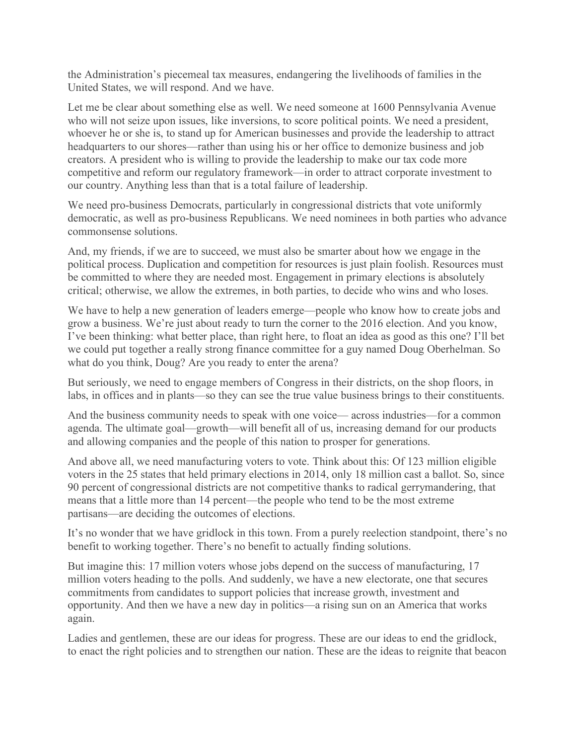the Administration's piecemeal tax measures, endangering the livelihoods of families in the United States, we will respond. And we have.

Let me be clear about something else as well. We need someone at 1600 Pennsylvania Avenue who will not seize upon issues, like inversions, to score political points. We need a president, whoever he or she is, to stand up for American businesses and provide the leadership to attract headquarters to our shores—rather than using his or her office to demonize business and job creators. A president who is willing to provide the leadership to make our tax code more competitive and reform our regulatory framework—in order to attract corporate investment to our country. Anything less than that is a total failure of leadership.

We need pro-business Democrats, particularly in congressional districts that vote uniformly democratic, as well as pro-business Republicans. We need nominees in both parties who advance commonsense solutions.

And, my friends, if we are to succeed, we must also be smarter about how we engage in the political process. Duplication and competition for resources is just plain foolish. Resources must be committed to where they are needed most. Engagement in primary elections is absolutely critical; otherwise, we allow the extremes, in both parties, to decide who wins and who loses.

We have to help a new generation of leaders emerge—people who know how to create jobs and grow a business. We're just about ready to turn the corner to the 2016 election. And you know, I've been thinking: what better place, than right here, to float an idea as good as this one? I'll bet we could put together a really strong finance committee for a guy named Doug Oberhelman. So what do you think, Doug? Are you ready to enter the arena?

But seriously, we need to engage members of Congress in their districts, on the shop floors, in labs, in offices and in plants—so they can see the true value business brings to their constituents.

And the business community needs to speak with one voice— across industries—for a common agenda. The ultimate goal—growth—will benefit all of us, increasing demand for our products and allowing companies and the people of this nation to prosper for generations.

And above all, we need manufacturing voters to vote. Think about this: Of 123 million eligible voters in the 25 states that held primary elections in 2014, only 18 million cast a ballot. So, since 90 percent of congressional districts are not competitive thanks to radical gerrymandering, that means that a little more than 14 percent—the people who tend to be the most extreme partisans—are deciding the outcomes of elections.

It's no wonder that we have gridlock in this town. From a purely reelection standpoint, there's no benefit to working together. There's no benefit to actually finding solutions.

But imagine this: 17 million voters whose jobs depend on the success of manufacturing, 17 million voters heading to the polls. And suddenly, we have a new electorate, one that secures commitments from candidates to support policies that increase growth, investment and opportunity. And then we have a new day in politics—a rising sun on an America that works again.

Ladies and gentlemen, these are our ideas for progress. These are our ideas to end the gridlock, to enact the right policies and to strengthen our nation. These are the ideas to reignite that beacon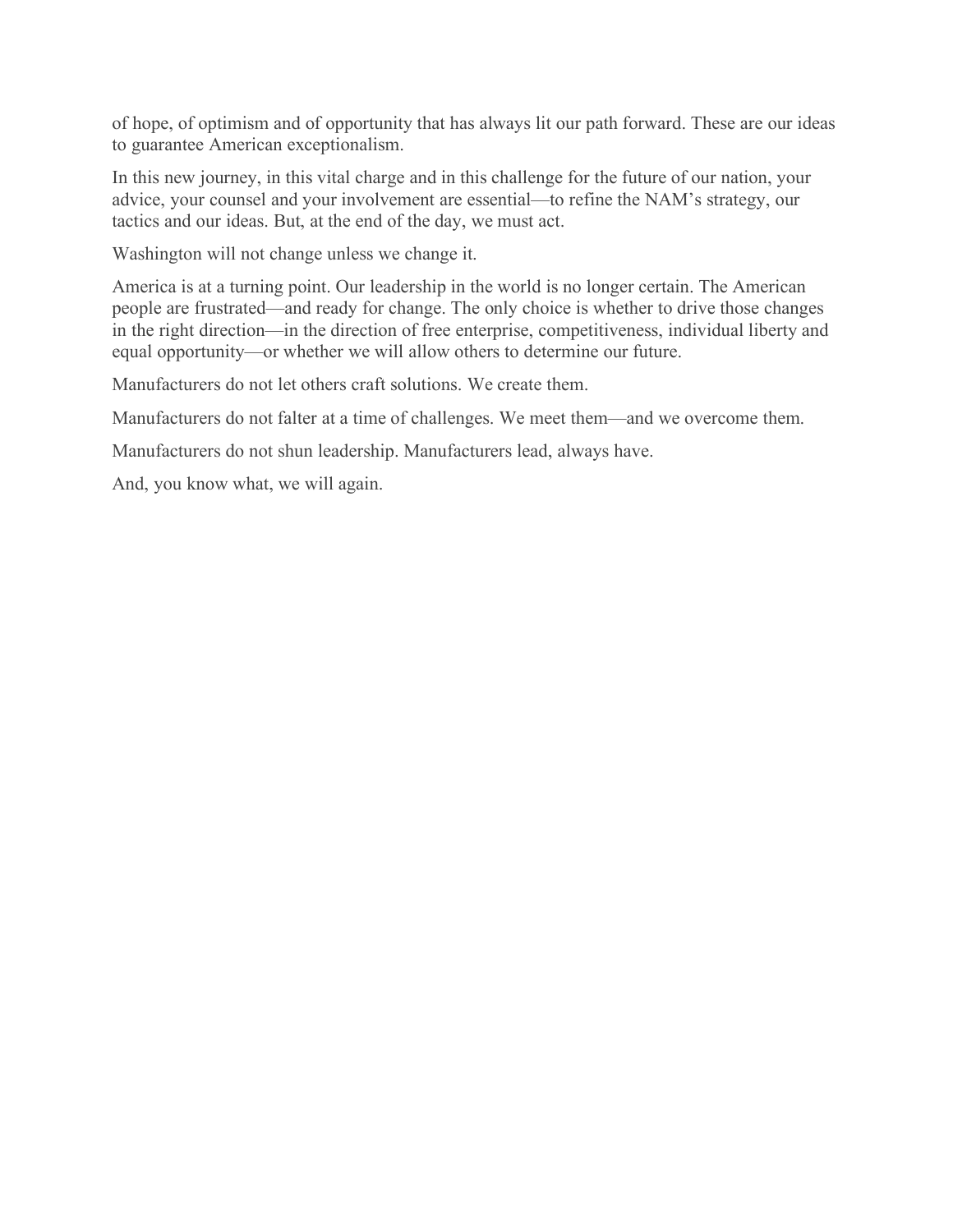of hope, of optimism and of opportunity that has always lit our path forward. These are our ideas to guarantee American exceptionalism.

In this new journey, in this vital charge and in this challenge for the future of our nation, your advice, your counsel and your involvement are essential—to refine the NAM's strategy, our tactics and our ideas. But, at the end of the day, we must act.

Washington will not change unless we change it.

America is at a turning point. Our leadership in the world is no longer certain. The American people are frustrated—and ready for change. The only choice is whether to drive those changes in the right direction—in the direction of free enterprise, competitiveness, individual liberty and equal opportunity—or whether we will allow others to determine our future.

Manufacturers do not let others craft solutions. We create them.

Manufacturers do not falter at a time of challenges. We meet them—and we overcome them.

Manufacturers do not shun leadership. Manufacturers lead, always have.

And, you know what, we will again.